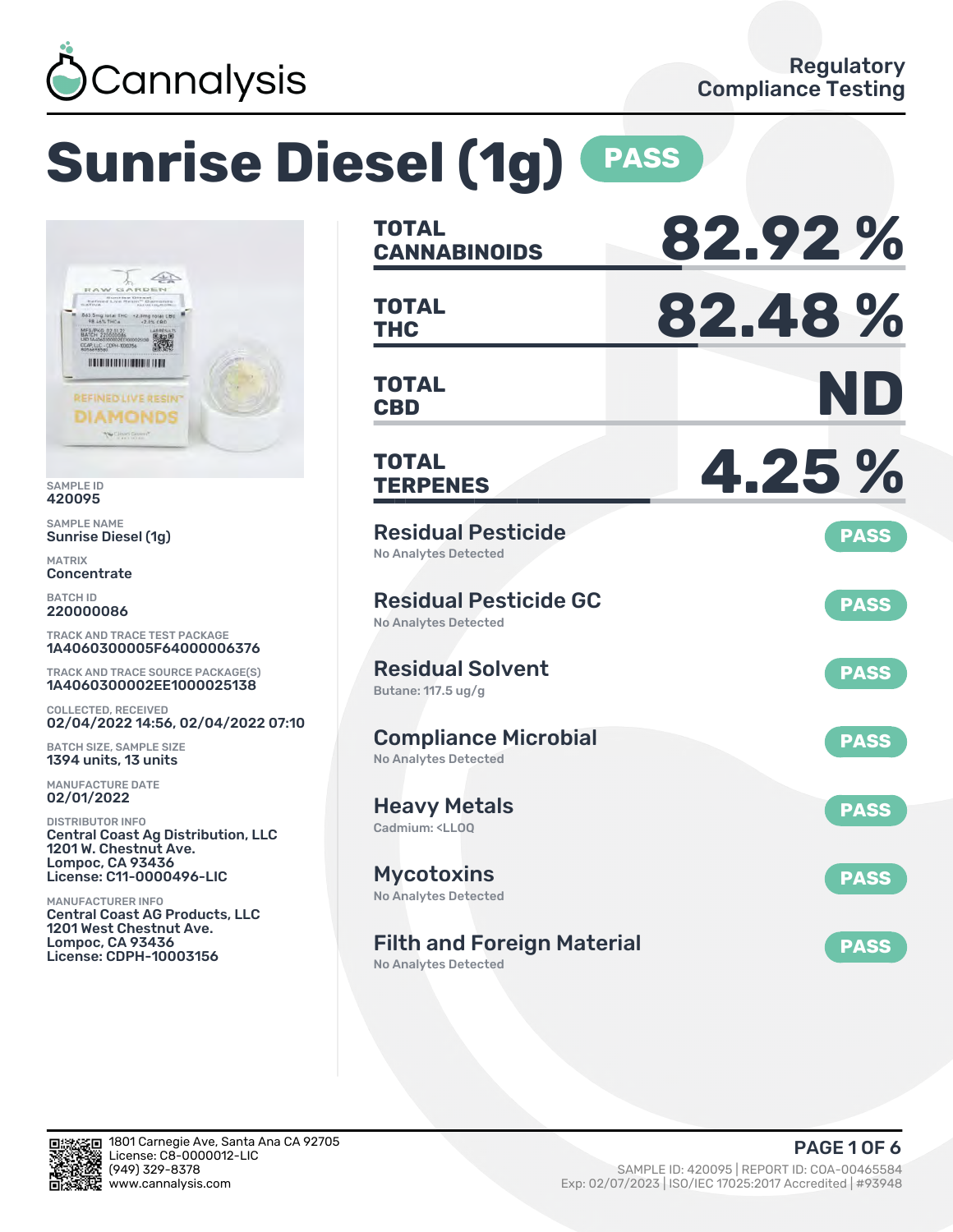Cannalysis

Regulatory Compliance Testing

# Sunrise Diesel (1g) PASS

SAMPLE ID
420095

SAMPLE NAME
Sunrise Diesel (1g)

MATRIX
Concentrate

BATCH ID
220000086

TRACK AND TRACE TEST PACKAGE
1A4060300005F64000006376

TRACK AND TRACE SOURCE PACKAGE(S)
1A4060300002EE1000025138

COLLECTED, RECEIVED
02/04/2022 14:56, 02/04/2022 07:10

BATCH SIZE, SAMPLE SIZE
1394 units, 13 units

MANUFACTURE DATE
02/01/2022

DISTRIBUTOR INFO
Central Coast Ag Distribution, LLC
1201 W. Chestnut Ave.
Lompoc, CA 93436
License: C11-0000496-LIC

MANUFACTURER INFO
Central Coast AG Products, LLC
1201 West Chestnut Ave.
Lompoc, CA 93436
License: CDPH-10003156

| | |
|---|---|
| **TOTAL CANNABINOIDS** | **82.92 %** |
| **TOTAL THC** | **82.48 %** |
| **TOTAL CBD** | **ND** |
| **TOTAL TERPENES** | **4.25 %** |

| Test | Result |
|---|---|
| **Residual Pesticide** — No Analytes Detected | PASS |
| **Residual Pesticide GC** — No Analytes Detected | PASS |
| **Residual Solvent** — Butane: 117.5 ug/g | PASS |
| **Compliance Microbial** — No Analytes Detected | PASS |
| **Heavy Metals** — Cadmium: <LLOQ | PASS |
| **Mycotoxins** — No Analytes Detected | PASS |
| **Filth and Foreign Material** — No Analytes Detected | PASS |

1801 Carnegie Ave, Santa Ana CA 92705
License: C8-0000012-LIC
(949) 329-8378
www.cannalysis.com

SAMPLE ID: 420095 | REPORT ID: COA-00465584
Exp: 02/07/2023 | ISO/IEC 17025:2017 Accredited | #93948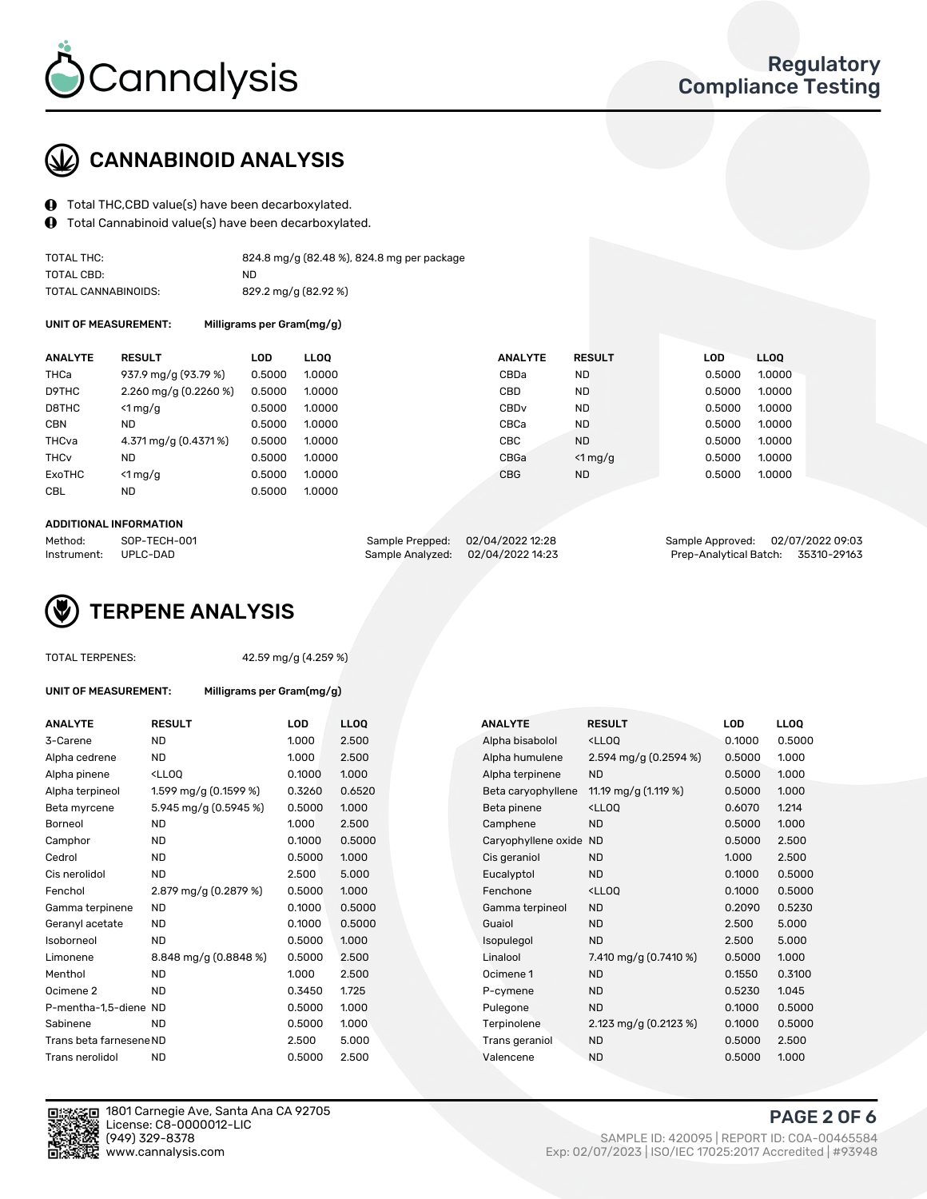Cannalysis

Regulatory Compliance Testing

## CANNABINOID ANALYSIS

- Total THC,CBD value(s) have been decarboxylated.
- Total Cannabinoid value(s) have been decarboxylated.

| | |
|---|---|
| TOTAL THC: | 824.8 mg/g (82.48 %), 824.8 mg per package |
| TOTAL CBD: | ND |
| TOTAL CANNABINOIDS: | 829.2 mg/g (82.92 %) |

**UNIT OF MEASUREMENT:** **Milligrams per Gram(mg/g)**

| ANALYTE | RESULT | LOD | LLOQ | ANALYTE | RESULT | LOD | LLOQ |
|---|---|---|---|---|---|---|---|
| THCa | 937.9 mg/g (93.79 %) | 0.5000 | 1.0000 | CBDa | ND | 0.5000 | 1.0000 |
| D9THC | 2.260 mg/g (0.2260 %) | 0.5000 | 1.0000 | CBD | ND | 0.5000 | 1.0000 |
| D8THC | <1 mg/g | 0.5000 | 1.0000 | CBDv | ND | 0.5000 | 1.0000 |
| CBN | ND | 0.5000 | 1.0000 | CBCa | ND | 0.5000 | 1.0000 |
| THCva | 4.371 mg/g (0.4371 %) | 0.5000 | 1.0000 | CBC | ND | 0.5000 | 1.0000 |
| THCv | ND | 0.5000 | 1.0000 | CBGa | <1 mg/g | 0.5000 | 1.0000 |
| ExoTHC | <1 mg/g | 0.5000 | 1.0000 | CBG | ND | 0.5000 | 1.0000 |
| CBL | ND | 0.5000 | 1.0000 | | | | |

**ADDITIONAL INFORMATION**

| | | | | | |
|---|---|---|---|---|---|
| Method: | SOP-TECH-001 | Sample Prepped: | 02/04/2022 12:28 | Sample Approved: | 02/07/2022 09:03 |
| Instrument: | UPLC-DAD | Sample Analyzed: | 02/04/2022 14:23 | Prep-Analytical Batch: | 35310-29163 |

## TERPENE ANALYSIS

TOTAL TERPENES: 42.59 mg/g (4.259 %)

**UNIT OF MEASUREMENT:** **Milligrams per Gram(mg/g)**

| ANALYTE | RESULT | LOD | LLOQ | ANALYTE | RESULT | LOD | LLOQ |
|---|---|---|---|---|---|---|---|
| 3-Carene | ND | 1.000 | 2.500 | Alpha bisabolol | <LLOQ | 0.1000 | 0.5000 |
| Alpha cedrene | ND | 1.000 | 2.500 | Alpha humulene | 2.594 mg/g (0.2594 %) | 0.5000 | 1.000 |
| Alpha pinene | <LLOQ | 0.1000 | 1.000 | Alpha terpinene | ND | 0.5000 | 1.000 |
| Alpha terpineol | 1.599 mg/g (0.1599 %) | 0.3260 | 0.6520 | Beta caryophyllene | 11.19 mg/g (1.119 %) | 0.5000 | 1.000 |
| Beta myrcene | 5.945 mg/g (0.5945 %) | 0.5000 | 1.000 | Beta pinene | <LLOQ | 0.6070 | 1.214 |
| Borneol | ND | 1.000 | 2.500 | Camphene | ND | 0.5000 | 1.000 |
| Camphor | ND | 0.1000 | 0.5000 | Caryophyllene oxide | ND | 0.5000 | 2.500 |
| Cedrol | ND | 0.5000 | 1.000 | Cis geraniol | ND | 1.000 | 2.500 |
| Cis nerolidol | ND | 2.500 | 5.000 | Eucalyptol | ND | 0.1000 | 0.5000 |
| Fenchol | 2.879 mg/g (0.2879 %) | 0.5000 | 1.000 | Fenchone | <LLOQ | 0.1000 | 0.5000 |
| Gamma terpinene | ND | 0.1000 | 0.5000 | Gamma terpineol | ND | 0.2090 | 0.5230 |
| Geranyl acetate | ND | 0.1000 | 0.5000 | Guaiol | ND | 2.500 | 5.000 |
| Isoborneol | ND | 0.5000 | 1.000 | Isopulegol | ND | 2.500 | 5.000 |
| Limonene | 8.848 mg/g (0.8848 %) | 0.5000 | 2.500 | Linalool | 7.410 mg/g (0.7410 %) | 0.5000 | 1.000 |
| Menthol | ND | 1.000 | 2.500 | Ocimene 1 | ND | 0.1550 | 0.3100 |
| Ocimene 2 | ND | 0.3450 | 1.725 | P-cymene | ND | 0.5230 | 1.045 |
| P-mentha-1,5-diene | ND | 0.5000 | 1.000 | Pulegone | ND | 0.1000 | 0.5000 |
| Sabinene | ND | 0.5000 | 1.000 | Terpinolene | 2.123 mg/g (0.2123 %) | 0.1000 | 0.5000 |
| Trans beta farnesene | ND | 2.500 | 5.000 | Trans geraniol | ND | 0.5000 | 2.500 |
| Trans nerolidol | ND | 0.5000 | 2.500 | Valencene | ND | 0.5000 | 1.000 |

1801 Carnegie Ave, Santa Ana CA 92705
License: C8-0000012-LIC
(949) 329-8378
www.cannalysis.com

SAMPLE ID: 420095 | REPORT ID: COA-00465584
Exp: 02/07/2023 | ISO/IEC 17025:2017 Accredited | #93948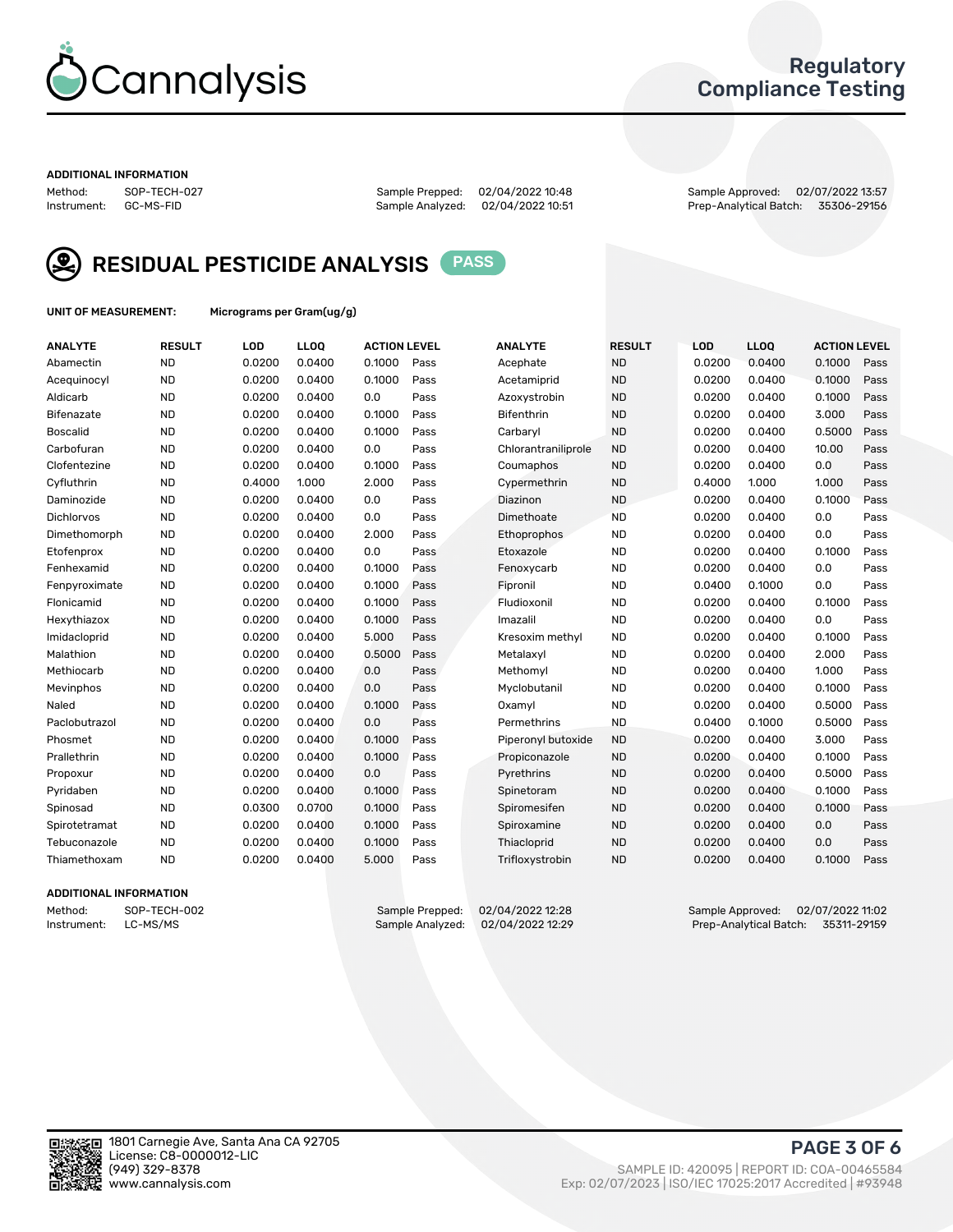# Cannalysis

## Regulatory Compliance Testing

### ADDITIONAL INFORMATION

Method: SOP-TECH-027
Instrument: GC-MS-FID

Sample Prepped: 02/04/2022 10:48
Sample Analyzed: 02/04/2022 10:51

Sample Approved: 02/07/2022 13:57
Prep-Analytical Batch: 35306-29156

## RESIDUAL PESTICIDE ANALYSIS PASS

**UNIT OF MEASUREMENT:** Micrograms per Gram(ug/g)

| ANALYTE | RESULT | LOD | LLOQ | ACTION LEVEL | | ANALYTE | RESULT | LOD | LLOQ | ACTION LEVEL | |
|---|---|---|---|---|---|---|---|---|---|---|---|
| Abamectin | ND | 0.0200 | 0.0400 | 0.1000 | Pass | Acephate | ND | 0.0200 | 0.0400 | 0.1000 | Pass |
| Acequinocyl | ND | 0.0200 | 0.0400 | 0.1000 | Pass | Acetamiprid | ND | 0.0200 | 0.0400 | 0.1000 | Pass |
| Aldicarb | ND | 0.0200 | 0.0400 | 0.0 | Pass | Azoxystrobin | ND | 0.0200 | 0.0400 | 0.1000 | Pass |
| Bifenazate | ND | 0.0200 | 0.0400 | 0.1000 | Pass | Bifenthrin | ND | 0.0200 | 0.0400 | 3.000 | Pass |
| Boscalid | ND | 0.0200 | 0.0400 | 0.1000 | Pass | Carbaryl | ND | 0.0200 | 0.0400 | 0.5000 | Pass |
| Carbofuran | ND | 0.0200 | 0.0400 | 0.0 | Pass | Chlorantraniliprole | ND | 0.0200 | 0.0400 | 10.00 | Pass |
| Clofentezine | ND | 0.0200 | 0.0400 | 0.1000 | Pass | Coumaphos | ND | 0.0200 | 0.0400 | 0.0 | Pass |
| Cyfluthrin | ND | 0.4000 | 1.000 | 2.000 | Pass | Cypermethrin | ND | 0.4000 | 1.000 | 1.000 | Pass |
| Daminozide | ND | 0.0200 | 0.0400 | 0.0 | Pass | Diazinon | ND | 0.0200 | 0.0400 | 0.1000 | Pass |
| Dichlorvos | ND | 0.0200 | 0.0400 | 0.0 | Pass | Dimethoate | ND | 0.0200 | 0.0400 | 0.0 | Pass |
| Dimethomorph | ND | 0.0200 | 0.0400 | 2.000 | Pass | Ethoprophos | ND | 0.0200 | 0.0400 | 0.0 | Pass |
| Etofenprox | ND | 0.0200 | 0.0400 | 0.0 | Pass | Etoxazole | ND | 0.0200 | 0.0400 | 0.1000 | Pass |
| Fenhexamid | ND | 0.0200 | 0.0400 | 0.1000 | Pass | Fenoxycarb | ND | 0.0200 | 0.0400 | 0.0 | Pass |
| Fenpyroximate | ND | 0.0200 | 0.0400 | 0.1000 | Pass | Fipronil | ND | 0.0400 | 0.1000 | 0.0 | Pass |
| Flonicamid | ND | 0.0200 | 0.0400 | 0.1000 | Pass | Fludioxonil | ND | 0.0200 | 0.0400 | 0.1000 | Pass |
| Hexythiazox | ND | 0.0200 | 0.0400 | 0.1000 | Pass | Imazalil | ND | 0.0200 | 0.0400 | 0.0 | Pass |
| Imidacloprid | ND | 0.0200 | 0.0400 | 5.000 | Pass | Kresoxim methyl | ND | 0.0200 | 0.0400 | 0.1000 | Pass |
| Malathion | ND | 0.0200 | 0.0400 | 0.5000 | Pass | Metalaxyl | ND | 0.0200 | 0.0400 | 2.000 | Pass |
| Methiocarb | ND | 0.0200 | 0.0400 | 0.0 | Pass | Methomyl | ND | 0.0200 | 0.0400 | 1.000 | Pass |
| Mevinphos | ND | 0.0200 | 0.0400 | 0.0 | Pass | Myclobutanil | ND | 0.0200 | 0.0400 | 0.1000 | Pass |
| Naled | ND | 0.0200 | 0.0400 | 0.1000 | Pass | Oxamyl | ND | 0.0200 | 0.0400 | 0.5000 | Pass |
| Paclobutrazol | ND | 0.0200 | 0.0400 | 0.0 | Pass | Permethrins | ND | 0.0400 | 0.1000 | 0.5000 | Pass |
| Phosmet | ND | 0.0200 | 0.0400 | 0.1000 | Pass | Piperonyl butoxide | ND | 0.0200 | 0.0400 | 3.000 | Pass |
| Prallethrin | ND | 0.0200 | 0.0400 | 0.1000 | Pass | Propiconazole | ND | 0.0200 | 0.0400 | 0.1000 | Pass |
| Propoxur | ND | 0.0200 | 0.0400 | 0.0 | Pass | Pyrethrins | ND | 0.0200 | 0.0400 | 0.5000 | Pass |
| Pyridaben | ND | 0.0200 | 0.0400 | 0.1000 | Pass | Spinetoram | ND | 0.0200 | 0.0400 | 0.1000 | Pass |
| Spinosad | ND | 0.0300 | 0.0700 | 0.1000 | Pass | Spiromesifen | ND | 0.0200 | 0.0400 | 0.1000 | Pass |
| Spirotetramat | ND | 0.0200 | 0.0400 | 0.1000 | Pass | Spiroxamine | ND | 0.0200 | 0.0400 | 0.0 | Pass |
| Tebuconazole | ND | 0.0200 | 0.0400 | 0.1000 | Pass | Thiacloprid | ND | 0.0200 | 0.0400 | 0.0 | Pass |
| Thiamethoxam | ND | 0.0200 | 0.0400 | 5.000 | Pass | Trifloxystrobin | ND | 0.0200 | 0.0400 | 0.1000 | Pass |

### ADDITIONAL INFORMATION

Method: SOP-TECH-002
Instrument: LC-MS/MS

Sample Prepped: 02/04/2022 12:28
Sample Analyzed: 02/04/2022 12:29

Sample Approved: 02/07/2022 11:02
Prep-Analytical Batch: 35311-29159

1801 Carnegie Ave, Santa Ana CA 92705
License: C8-0000012-LIC
(949) 329-8378
www.cannalysis.com

SAMPLE ID: 420095 | REPORT ID: COA-00465584
Exp: 02/07/2023 | ISO/IEC 17025:2017 Accredited | #93948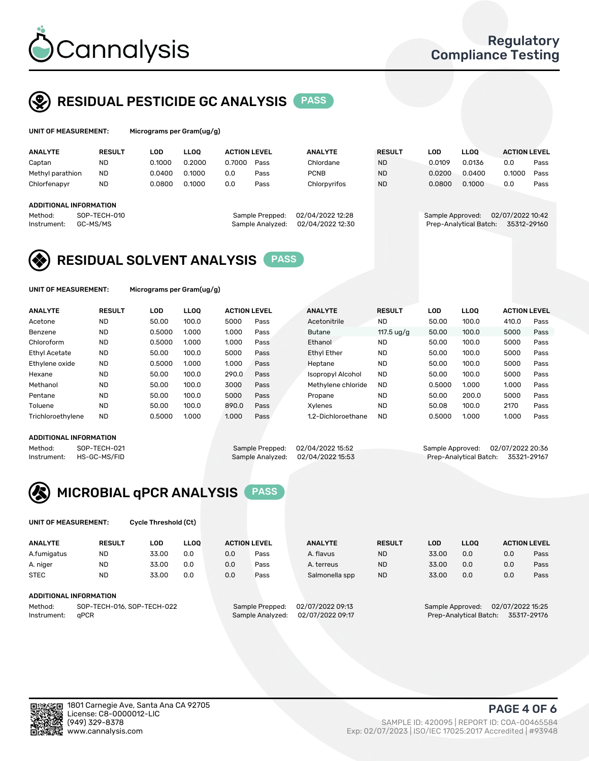Cannalysis

Regulatory Compliance Testing

## RESIDUAL PESTICIDE GC ANALYSIS PASS

**UNIT OF MEASUREMENT:** Micrograms per Gram(ug/g)

| ANALYTE | RESULT | LOD | LLOQ | ACTION LEVEL | | ANALYTE | RESULT | LOD | LLOQ | ACTION LEVEL | |
|---|---|---|---|---|---|---|---|---|---|---|---|
| Captan | ND | 0.1000 | 0.2000 | 0.7000 | Pass | Chlordane | ND | 0.0109 | 0.0136 | 0.0 | Pass |
| Methyl parathion | ND | 0.0400 | 0.1000 | 0.0 | Pass | PCNB | ND | 0.0200 | 0.0400 | 0.1000 | Pass |
| Chlorfenapyr | ND | 0.0800 | 0.1000 | 0.0 | Pass | Chlorpyrifos | ND | 0.0800 | 0.1000 | 0.0 | Pass |

**ADDITIONAL INFORMATION**

Method: SOP-TECH-010
Instrument: GC-MS/MS
Sample Prepped: 02/04/2022 12:28
Sample Analyzed: 02/04/2022 12:30
Sample Approved: 02/07/2022 10:42
Prep-Analytical Batch: 35312-29160

## RESIDUAL SOLVENT ANALYSIS PASS

**UNIT OF MEASUREMENT:** Micrograms per Gram(ug/g)

| ANALYTE | RESULT | LOD | LLOQ | ACTION LEVEL | | ANALYTE | RESULT | LOD | LLOQ | ACTION LEVEL | |
|---|---|---|---|---|---|---|---|---|---|---|---|
| Acetone | ND | 50.00 | 100.0 | 5000 | Pass | Acetonitrile | ND | 50.00 | 100.0 | 410.0 | Pass |
| Benzene | ND | 0.5000 | 1.000 | 1.000 | Pass | Butane | 117.5 ug/g | 50.00 | 100.0 | 5000 | Pass |
| Chloroform | ND | 0.5000 | 1.000 | 1.000 | Pass | Ethanol | ND | 50.00 | 100.0 | 5000 | Pass |
| Ethyl Acetate | ND | 50.00 | 100.0 | 5000 | Pass | Ethyl Ether | ND | 50.00 | 100.0 | 5000 | Pass |
| Ethylene oxide | ND | 0.5000 | 1.000 | 1.000 | Pass | Heptane | ND | 50.00 | 100.0 | 5000 | Pass |
| Hexane | ND | 50.00 | 100.0 | 290.0 | Pass | Isopropyl Alcohol | ND | 50.00 | 100.0 | 5000 | Pass |
| Methanol | ND | 50.00 | 100.0 | 3000 | Pass | Methylene chloride | ND | 0.5000 | 1.000 | 1.000 | Pass |
| Pentane | ND | 50.00 | 100.0 | 5000 | Pass | Propane | ND | 50.00 | 200.0 | 5000 | Pass |
| Toluene | ND | 50.00 | 100.0 | 890.0 | Pass | Xylenes | ND | 50.08 | 100.0 | 2170 | Pass |
| Trichloroethylene | ND | 0.5000 | 1.000 | 1.000 | Pass | 1,2-Dichloroethane | ND | 0.5000 | 1.000 | 1.000 | Pass |

**ADDITIONAL INFORMATION**

Method: SOP-TECH-021
Instrument: HS-GC-MS/FID
Sample Prepped: 02/04/2022 15:52
Sample Analyzed: 02/04/2022 15:53
Sample Approved: 02/07/2022 20:36
Prep-Analytical Batch: 35321-29167

## MICROBIAL qPCR ANALYSIS PASS

**UNIT OF MEASUREMENT:** Cycle Threshold (Ct)

| ANALYTE | RESULT | LOD | LLOQ | ACTION LEVEL | | ANALYTE | RESULT | LOD | LLOQ | ACTION LEVEL | |
|---|---|---|---|---|---|---|---|---|---|---|---|
| A.fumigatus | ND | 33.00 | 0.0 | 0.0 | Pass | A. flavus | ND | 33.00 | 0.0 | 0.0 | Pass |
| A. niger | ND | 33.00 | 0.0 | 0.0 | Pass | A. terreus | ND | 33.00 | 0.0 | 0.0 | Pass |
| STEC | ND | 33.00 | 0.0 | 0.0 | Pass | Salmonella spp | ND | 33.00 | 0.0 | 0.0 | Pass |

**ADDITIONAL INFORMATION**

Method: SOP-TECH-016, SOP-TECH-022
Instrument: qPCR
Sample Prepped: 02/07/2022 09:13
Sample Analyzed: 02/07/2022 09:17
Sample Approved: 02/07/2022 15:25
Prep-Analytical Batch: 35317-29176

1801 Carnegie Ave, Santa Ana CA 92705
License: C8-0000012-LIC
(949) 329-8378
www.cannalysis.com

SAMPLE ID: 420095 | REPORT ID: COA-00465584
Exp: 02/07/2023 | ISO/IEC 17025:2017 Accredited | #93948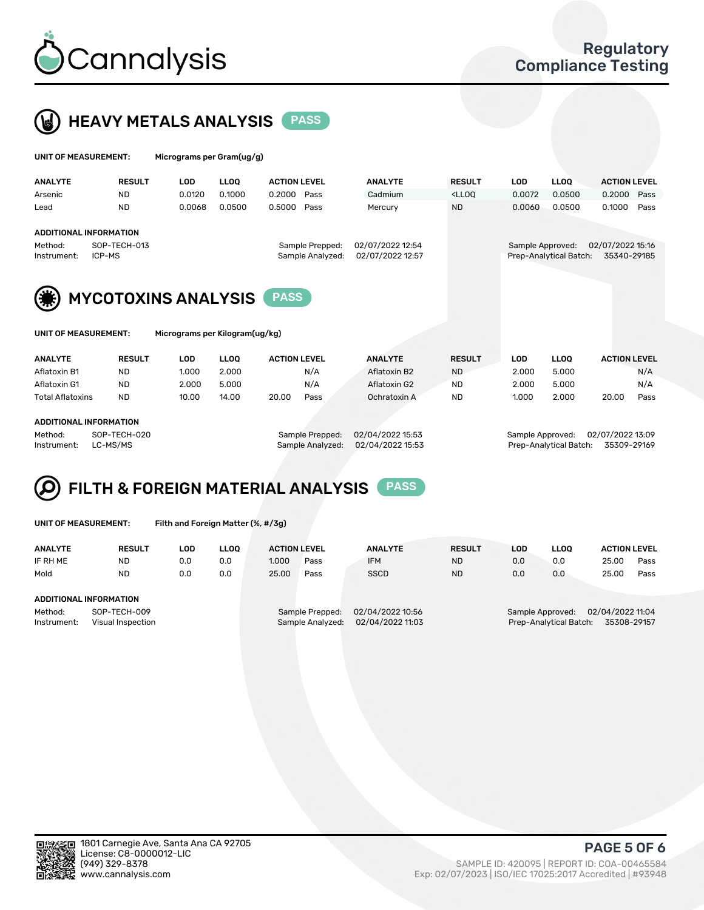## HEAVY METALS ANALYSIS PASS

**UNIT OF MEASUREMENT:** Micrograms per Gram(ug/g)

| ANALYTE | RESULT | LOD | LLOQ | ACTION LEVEL | | ANALYTE | RESULT | LOD | LLOQ | ACTION LEVEL | |
|---|---|---|---|---|---|---|---|---|---|---|---|
| Arsenic | ND | 0.0120 | 0.1000 | 0.2000 | Pass | Cadmium | <LLOQ | 0.0072 | 0.0500 | 0.2000 | Pass |
| Lead | ND | 0.0068 | 0.0500 | 0.5000 | Pass | Mercury | ND | 0.0060 | 0.0500 | 0.1000 | Pass |

**ADDITIONAL INFORMATION**

| | | | | | |
|---|---|---|---|---|---|
| Method: | SOP-TECH-013 | Sample Prepped: | 02/07/2022 12:54 | Sample Approved: | 02/07/2022 15:16 |
| Instrument: | ICP-MS | Sample Analyzed: | 02/07/2022 12:57 | Prep-Analytical Batch: | 35340-29185 |

## MYCOTOXINS ANALYSIS PASS

**UNIT OF MEASUREMENT:** Micrograms per Kilogram(ug/kg)

| ANALYTE | RESULT | LOD | LLOQ | ACTION LEVEL | | ANALYTE | RESULT | LOD | LLOQ | ACTION LEVEL | |
|---|---|---|---|---|---|---|---|---|---|---|---|
| Aflatoxin B1 | ND | 1.000 | 2.000 | | N/A | Aflatoxin B2 | ND | 2.000 | 5.000 | | N/A |
| Aflatoxin G1 | ND | 2.000 | 5.000 | | N/A | Aflatoxin G2 | ND | 2.000 | 5.000 | | N/A |
| Total Aflatoxins | ND | 10.00 | 14.00 | 20.00 | Pass | Ochratoxin A | ND | 1.000 | 2.000 | 20.00 | Pass |

**ADDITIONAL INFORMATION**

| | | | | | |
|---|---|---|---|---|---|
| Method: | SOP-TECH-020 | Sample Prepped: | 02/04/2022 15:53 | Sample Approved: | 02/07/2022 13:09 |
| Instrument: | LC-MS/MS | Sample Analyzed: | 02/04/2022 15:53 | Prep-Analytical Batch: | 35309-29169 |

## FILTH & FOREIGN MATERIAL ANALYSIS PASS

**UNIT OF MEASUREMENT:** Filth and Foreign Matter (%, #/3g)

| ANALYTE | RESULT | LOD | LLOQ | ACTION LEVEL | | ANALYTE | RESULT | LOD | LLOQ | ACTION LEVEL | |
|---|---|---|---|---|---|---|---|---|---|---|---|
| IF RH ME | ND | 0.0 | 0.0 | 1.000 | Pass | IFM | ND | 0.0 | 0.0 | 25.00 | Pass |
| Mold | ND | 0.0 | 0.0 | 25.00 | Pass | SSCD | ND | 0.0 | 0.0 | 25.00 | Pass |

**ADDITIONAL INFORMATION**

| | | | | | |
|---|---|---|---|---|---|
| Method: | SOP-TECH-009 | Sample Prepped: | 02/04/2022 10:56 | Sample Approved: | 02/04/2022 11:04 |
| Instrument: | Visual Inspection | Sample Analyzed: | 02/04/2022 11:03 | Prep-Analytical Batch: | 35308-29157 |

1801 Carnegie Ave, Santa Ana CA 92705
License: C8-0000012-LIC
(949) 329-8378
www.cannalysis.com

SAMPLE ID: 420095 | REPORT ID: COA-00465584
Exp: 02/07/2023 | ISO/IEC 17025:2017 Accredited | #93948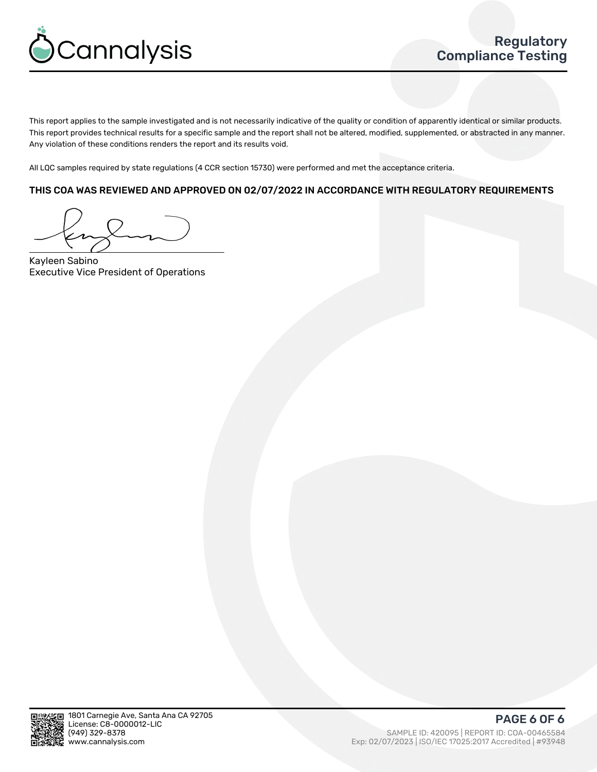This report applies to the sample investigated and is not necessarily indicative of the quality or condition of apparently identical or similar products. This report provides technical results for a specific sample and the report shall not be altered, modified, supplemented, or abstracted in any manner. Any violation of these conditions renders the report and its results void.

All LQC samples required by state regulations (4 CCR section 15730) were performed and met the acceptance criteria.

**THIS COA WAS REVIEWED AND APPROVED ON 02/07/2022 IN ACCORDANCE WITH REGULATORY REQUIREMENTS**

Kayleen Sabino
Executive Vice President of Operations

1801 Carnegie Ave, Santa Ana CA 92705
License: C8-0000012-LIC
(949) 329-8378
www.cannalysis.com

SAMPLE ID: 420095 | REPORT ID: COA-00465584
Exp: 02/07/2023 | ISO/IEC 17025:2017 Accredited | #93948